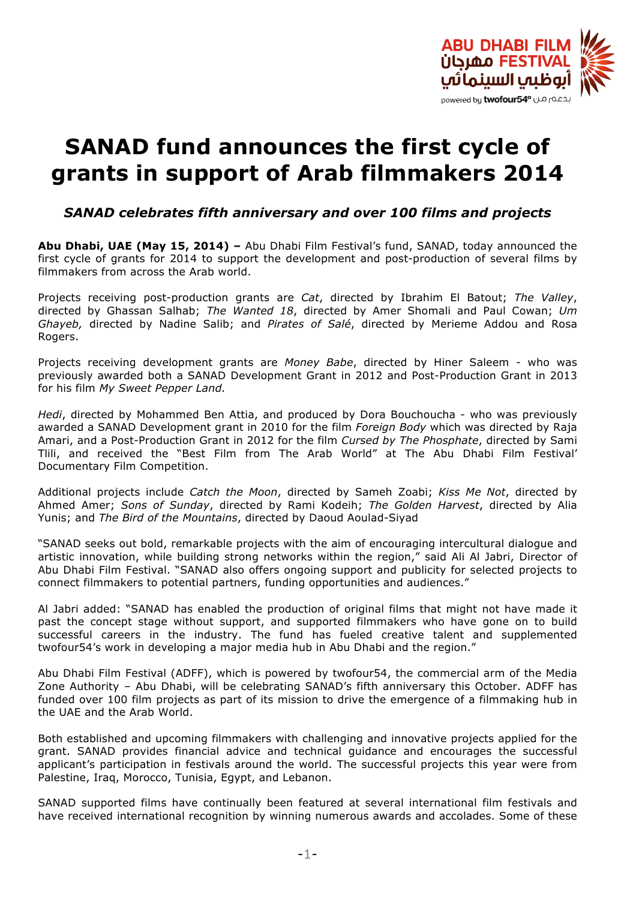# SANAD fund announces the first cycle of grants in support of Arab filmmakers 2014

### *SANAD celebrates fifth anniversary and over 100 films and projects*

**Abu Dhabi, UAE (May 15, 2014) –** Abu Dhabi Film Festival's fund, SANAD, today announced the first cycle of grants for 2014 to support the development and post-production of several films by filmmakers from across the Arab world.

Projects receiving post-production grants are *Cat*, directed by Ibrahim El Batout; *The Valley*, directed by Ghassan Salhab; *The Wanted 18*, directed by Amer Shomali and Paul Cowan; *Um Ghayeb,* directed by Nadine Salib; and *Pirates of Salé*, directed by Merieme Addou and Rosa Rogers.

Projects receiving development grants are *Money Babe*, directed by Hiner Saleem - who was previously awarded both a SANAD Development Grant in 2012 and Post-Production Grant in 2013 for his film *My Sweet Pepper Land.*

*Hedi*, directed by Mohammed Ben Attia, and produced by Dora Bouchoucha - who was previously awarded a SANAD Development grant in 2010 for the film *Foreign Body* which was directed by Raja Amari, and a Post-Production Grant in 2012 for the film *Cursed by The Phosphate*, directed by Sami Tlili, and received the "Best Film from The Arab World" at The Abu Dhabi Film Festival' Documentary Film Competition.

Additional projects include *Catch the Moon*, directed by Sameh Zoabi; *Kiss Me Not*, directed by Ahmed Amer; *Sons of Sunday*, directed by Rami Kodeih; *The Golden Harvest*, directed by Alia Yunis; and *The Bird of the Mountains*, directed by Daoud Aoulad-Siyad

"SANAD seeks out bold, remarkable projects with the aim of encouraging intercultural dialogue and artistic innovation, while building strong networks within the region," said Ali Al Jabri, Director of Abu Dhabi Film Festival. "SANAD also offers ongoing support and publicity for selected projects to connect filmmakers to potential partners, funding opportunities and audiences."

Al Jabri added: "SANAD has enabled the production of original films that might not have made it past the concept stage without support, and supported filmmakers who have gone on to build successful careers in the industry. The fund has fueled creative talent and supplemented twofour54's work in developing a major media hub in Abu Dhabi and the region."

Abu Dhabi Film Festival (ADFF), which is powered by twofour54, the commercial arm of the Media Zone Authority – Abu Dhabi, will be celebrating SANAD's fifth anniversary this October. ADFF has funded over 100 film projects as part of its mission to drive the emergence of a filmmaking hub in the UAE and the Arab World.

Both established and upcoming filmmakers with challenging and innovative projects applied for the grant. SANAD provides financial advice and technical guidance and encourages the successful applicant's participation in festivals around the world. The successful projects this year were from Palestine, Iraq, Morocco, Tunisia, Egypt, and Lebanon.

SANAD supported films have continually been featured at several international film festivals and have received international recognition by winning numerous awards and accolades. Some of these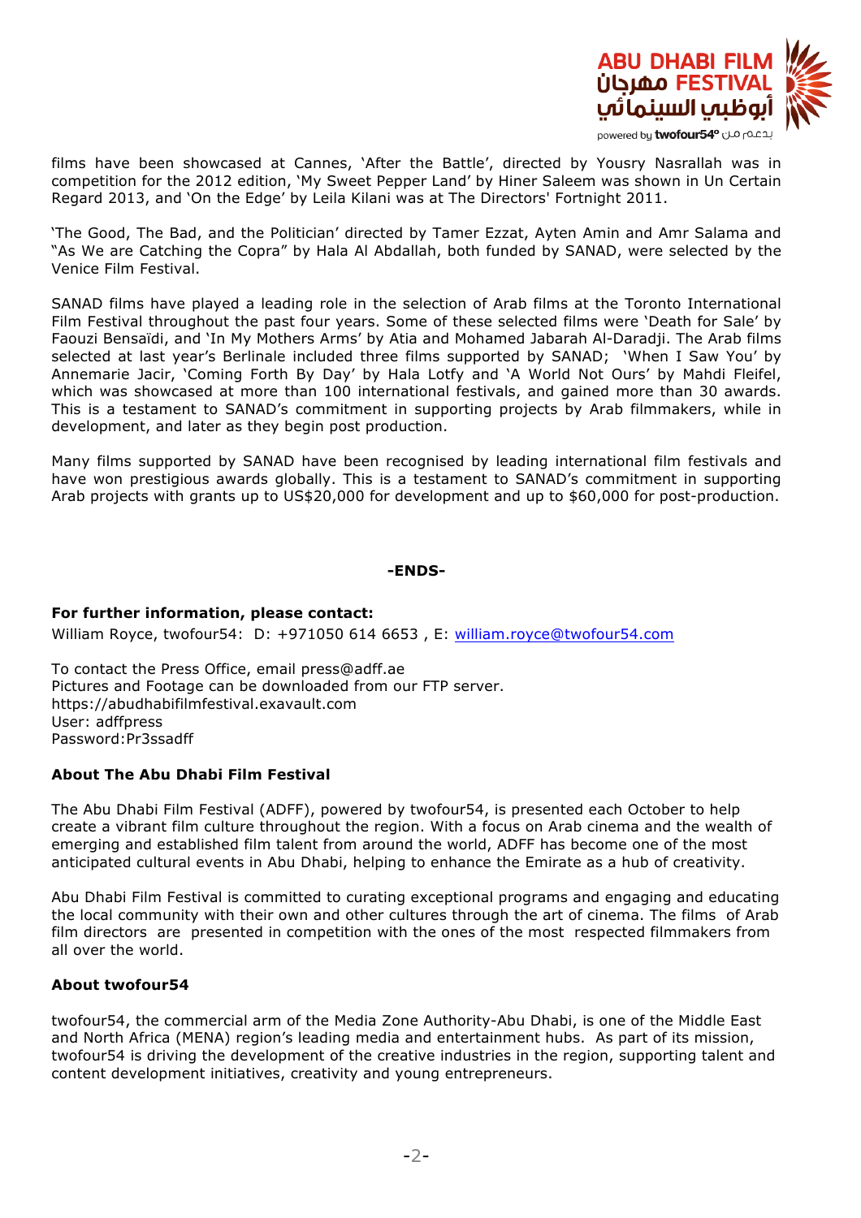films have been showcased at Cannes, 'After the Battle', directed by Yousry Nasrallah was in competition for the 2012 edition, 'My Sweet Pepper Land' by Hiner Saleem was shown in Un Certain Regard 2013, and 'On the Edge' by Leila Kilani was at The Directors' Fortnight 2011.

'The Good, The Bad, and the Politician' directed by Tamer Ezzat, Ayten Amin and Amr Salama and "As We are Catching the Copra" by Hala Al Abdallah, both funded by SANAD, were selected by the Venice Film Festival.

SANAD films have played a leading role in the selection of Arab films at the Toronto International Film Festival throughout the past four years. Some of these selected films were 'Death for Sale' by Faouzi Bensaïdi, and 'In My Mothers Arms' by Atia and Mohamed Jabarah Al-Daradji. The Arab films selected at last year's Berlinale included three films supported by SANAD; 'When I Saw You' by Annemarie Jacir, 'Coming Forth By Day' by Hala Lotfy and 'A World Not Ours' by Mahdi Fleifel, which was showcased at more than 100 international festivals, and gained more than 30 awards. This is a testament to SANAD's commitment in supporting projects by Arab filmmakers, while in development, and later as they begin post production.

Many films supported by SANAD have been recognised by leading international film festivals and have won prestigious awards globally. This is a testament to SANAD's commitment in supporting Arab projects with grants up to US$20,000 for development and up to $60,000 for post-production.

**-ENDS-**

**For further information, please contact:**
William Royce, twofour54: D: +971050 614 6653 , E: william.royce@twofour54.com

To contact the Press Office, email press@adff.ae
Pictures and Footage can be downloaded from our FTP server.
https://abudhabifilmfestival.exavault.com
User: adffpress
Password:Pr3ssadff

**About The Abu Dhabi Film Festival**

The Abu Dhabi Film Festival (ADFF), powered by twofour54, is presented each October to help create a vibrant film culture throughout the region. With a focus on Arab cinema and the wealth of emerging and established film talent from around the world, ADFF has become one of the most anticipated cultural events in Abu Dhabi, helping to enhance the Emirate as a hub of creativity.

Abu Dhabi Film Festival is committed to curating exceptional programs and engaging and educating the local community with their own and other cultures through the art of cinema. The films of Arab film directors are presented in competition with the ones of the most respected filmmakers from all over the world.

**About twofour54**

twofour54, the commercial arm of the Media Zone Authority-Abu Dhabi, is one of the Middle East and North Africa (MENA) region's leading media and entertainment hubs. As part of its mission, twofour54 is driving the development of the creative industries in the region, supporting talent and content development initiatives, creativity and young entrepreneurs.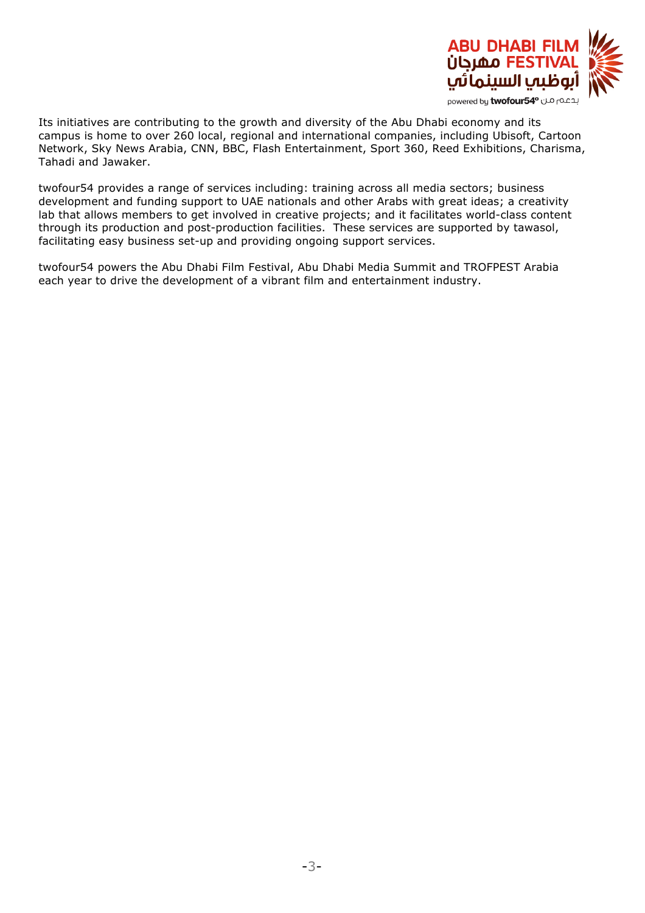Its initiatives are contributing to the growth and diversity of the Abu Dhabi economy and its campus is home to over 260 local, regional and international companies, including Ubisoft, Cartoon Network, Sky News Arabia, CNN, BBC, Flash Entertainment, Sport 360, Reed Exhibitions, Charisma, Tahadi and Jawaker.

twofour54 provides a range of services including: training across all media sectors; business development and funding support to UAE nationals and other Arabs with great ideas; a creativity lab that allows members to get involved in creative projects; and it facilitates world-class content through its production and post-production facilities. These services are supported by tawasol, facilitating easy business set-up and providing ongoing support services.

twofour54 powers the Abu Dhabi Film Festival, Abu Dhabi Media Summit and TROFPEST Arabia each year to drive the development of a vibrant film and entertainment industry.